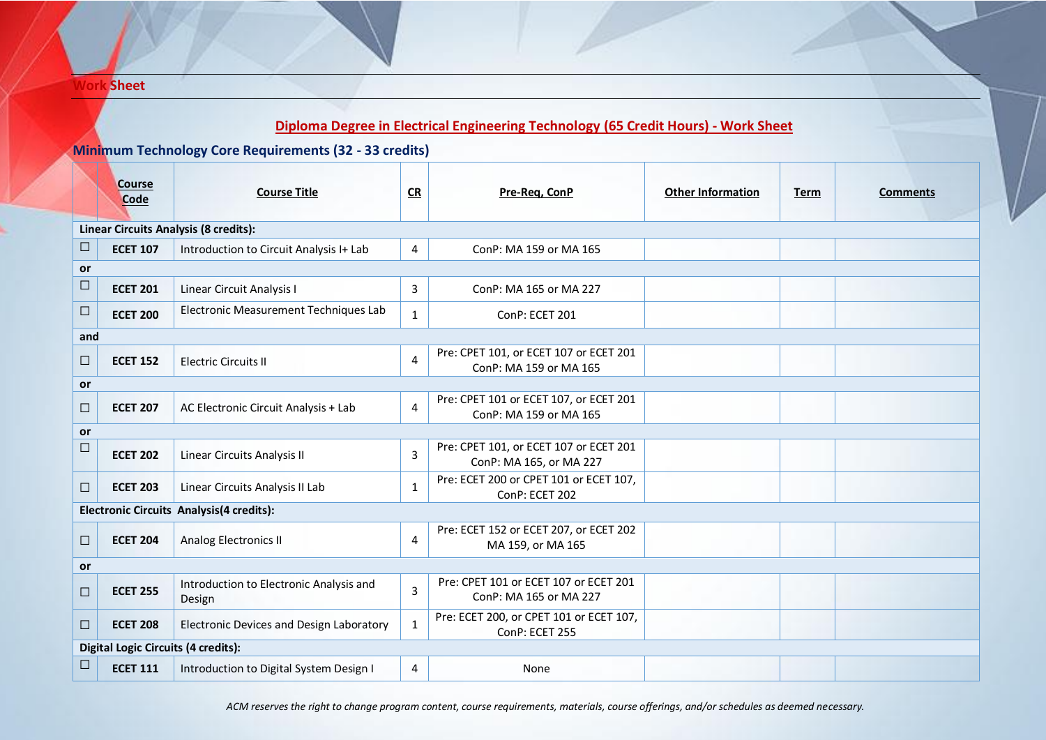Work Sheet

## Diploma Degree in Electrical Engineering Technology (65 Credit Hours) - Work Sheet

### Minimum Technology Core Requirements (32 - 33 credits)

| | Course Code | Course Title | CR | Pre-Req, ConP | Other Information | Term | Comments |
|---|---|---|---|---|---|---|---|
| **Linear Circuits Analysis (8 credits):** | | | | | | | |
| ☐ | **ECET 107** | Introduction to Circuit Analysis I+ Lab | 4 | ConP: MA 159 or MA 165 | | | |
| **or** | | | | | | | |
| ☐ | **ECET 201** | Linear Circuit Analysis I | 3 | ConP: MA 165 or MA 227 | | | |
| ☐ | **ECET 200** | Electronic Measurement Techniques Lab | 1 | ConP: ECET 201 | | | |
| **and** | | | | | | | |
| ☐ | **ECET 152** | Electric Circuits II | 4 | Pre: CPET 101, or ECET 107 or ECET 201 ConP: MA 159 or MA 165 | | | |
| **or** | | | | | | | |
| ☐ | **ECET 207** | AC Electronic Circuit Analysis + Lab | 4 | Pre: CPET 101 or ECET 107, or ECET 201 ConP: MA 159 or MA 165 | | | |
| **or** | | | | | | | |
| ☐ | **ECET 202** | Linear Circuits Analysis II | 3 | Pre: CPET 101, or ECET 107 or ECET 201 ConP: MA 165, or MA 227 | | | |
| ☐ | **ECET 203** | Linear Circuits Analysis II Lab | 1 | Pre: ECET 200 or CPET 101 or ECET 107, ConP: ECET 202 | | | |
| **Electronic Circuits Analysis(4 credits):** | | | | | | | |
| ☐ | **ECET 204** | Analog Electronics II | 4 | Pre: ECET 152 or ECET 207, or ECET 202 MA 159, or MA 165 | | | |
| **or** | | | | | | | |
| ☐ | **ECET 255** | Introduction to Electronic Analysis and Design | 3 | Pre: CPET 101 or ECET 107 or ECET 201 ConP: MA 165 or MA 227 | | | |
| ☐ | **ECET 208** | Electronic Devices and Design Laboratory | 1 | Pre: ECET 200, or CPET 101 or ECET 107, ConP: ECET 255 | | | |
| **Digital Logic Circuits (4 credits):** | | | | | | | |
| ☐ | **ECET 111** | Introduction to Digital System Design I | 4 | None | | | |

*ACM reserves the right to change program content, course requirements, materials, course offerings, and/or schedules as deemed necessary.*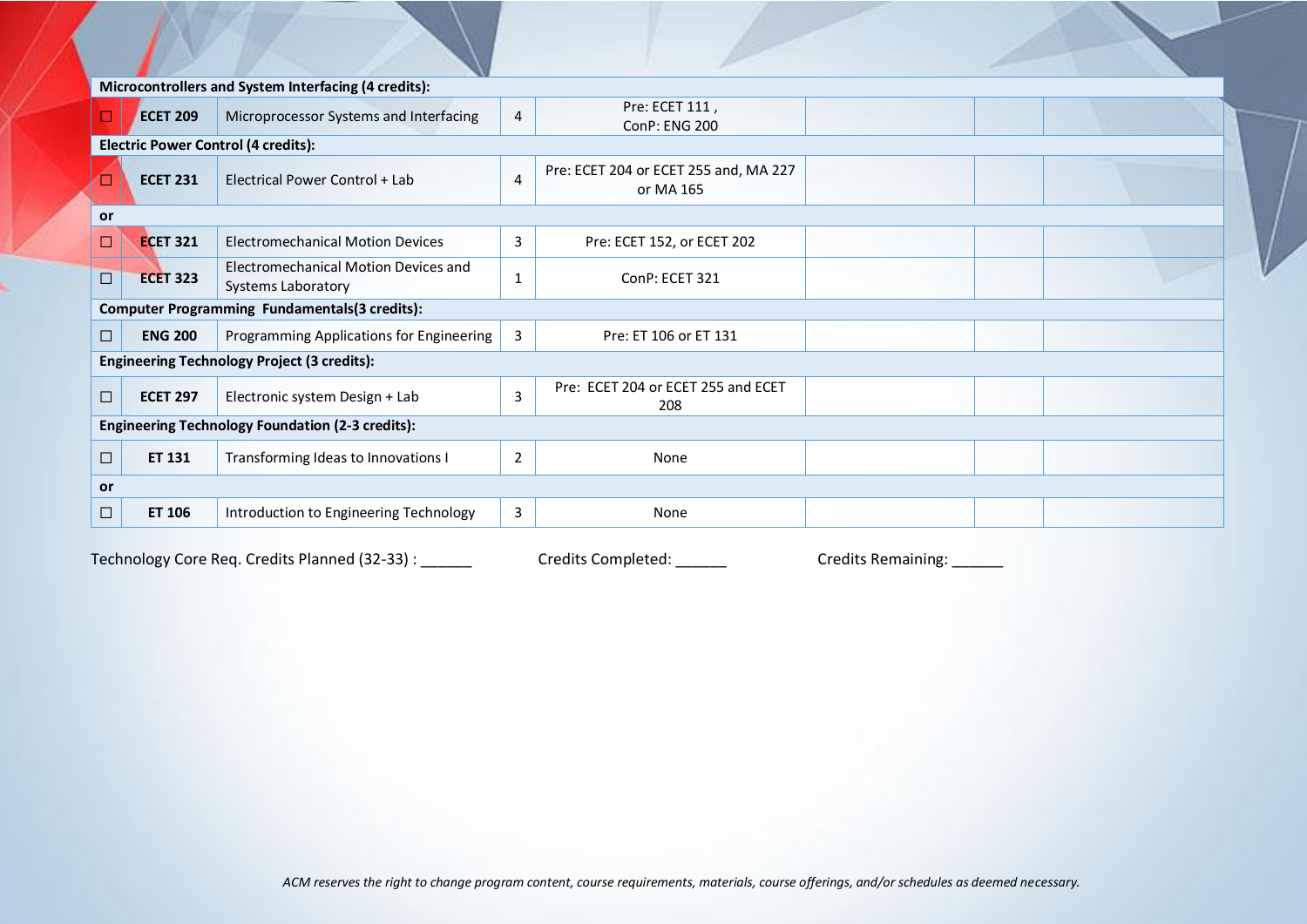| | | | | | | | |
|---|---|---|---|---|---|---|---|
| **Microcontrollers and System Interfacing (4 credits):** | | | | | | | |
| ☐ | **ECET 209** | Microprocessor Systems and Interfacing | 4 | Pre: ECET 111 , ConP: ENG 200 | | | |
| **Electric Power Control (4 credits):** | | | | | | | |
| ☐ | **ECET 231** | Electrical Power Control + Lab | 4 | Pre: ECET 204 or ECET 255 and, MA 227 or MA 165 | | | |
| **or** | | | | | | | |
| ☐ | **ECET 321** | Electromechanical Motion Devices | 3 | Pre: ECET 152, or ECET 202 | | | |
| ☐ | **ECET 323** | Electromechanical Motion Devices and Systems Laboratory | 1 | ConP: ECET 321 | | | |
| **Computer Programming Fundamentals(3 credits):** | | | | | | | |
| ☐ | **ENG 200** | Programming Applications for Engineering | 3 | Pre: ET 106 or ET 131 | | | |
| **Engineering Technology Project (3 credits):** | | | | | | | |
| ☐ | **ECET 297** | Electronic system Design + Lab | 3 | Pre: ECET 204 or ECET 255 and ECET 208 | | | |
| **Engineering Technology Foundation (2-3 credits):** | | | | | | | |
| ☐ | **ET 131** | Transforming Ideas to Innovations I | 2 | None | | | |
| **or** | | | | | | | |
| ☐ | **ET 106** | Introduction to Engineering Technology | 3 | None | | | |

Technology Core Req. Credits Planned (32-33) : ______ Credits Completed: ______ Credits Remaining: ______

*ACM reserves the right to change program content, course requirements, materials, course offerings, and/or schedules as deemed necessary.*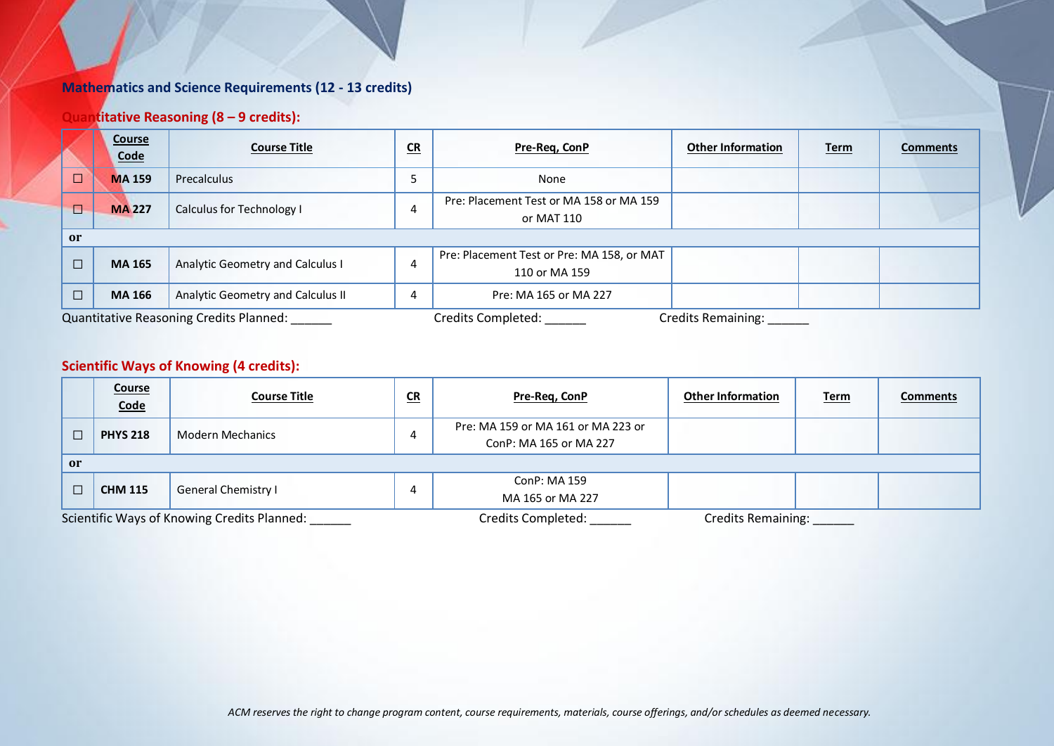## Mathematics and Science Requirements (12 - 13 credits)

### Quantitative Reasoning (8 – 9 credits):

| | Course Code | Course Title | CR | Pre-Req, ConP | Other Information | Term | Comments |
|---|---|---|---|---|---|---|---|
| ☐ | **MA 159** | Precalculus | 5 | None | | | |
| ☐ | **MA 227** | Calculus for Technology I | 4 | Pre: Placement Test or MA 158 or MA 159 or MAT 110 | | | |
| **or** | | | | | | | |
| ☐ | **MA 165** | Analytic Geometry and Calculus I | 4 | Pre: Placement Test or Pre: MA 158, or MAT 110 or MA 159 | | | |
| ☐ | **MA 166** | Analytic Geometry and Calculus II | 4 | Pre: MA 165 or MA 227 | | | |

Quantitative Reasoning Credits Planned: ______ Credits Completed: ______ Credits Remaining: ______

### Scientific Ways of Knowing (4 credits):

| | Course Code | Course Title | CR | Pre-Req, ConP | Other Information | Term | Comments |
|---|---|---|---|---|---|---|---|
| ☐ | **PHYS 218** | Modern Mechanics | 4 | Pre: MA 159 or MA 161 or MA 223 or ConP: MA 165 or MA 227 | | | |
| **or** | | | | | | | |
| ☐ | **CHM 115** | General Chemistry I | 4 | ConP: MA 159 MA 165 or MA 227 | | | |

Scientific Ways of Knowing Credits Planned: ______ Credits Completed: ______ Credits Remaining: ______

*ACM reserves the right to change program content, course requirements, materials, course offerings, and/or schedules as deemed necessary.*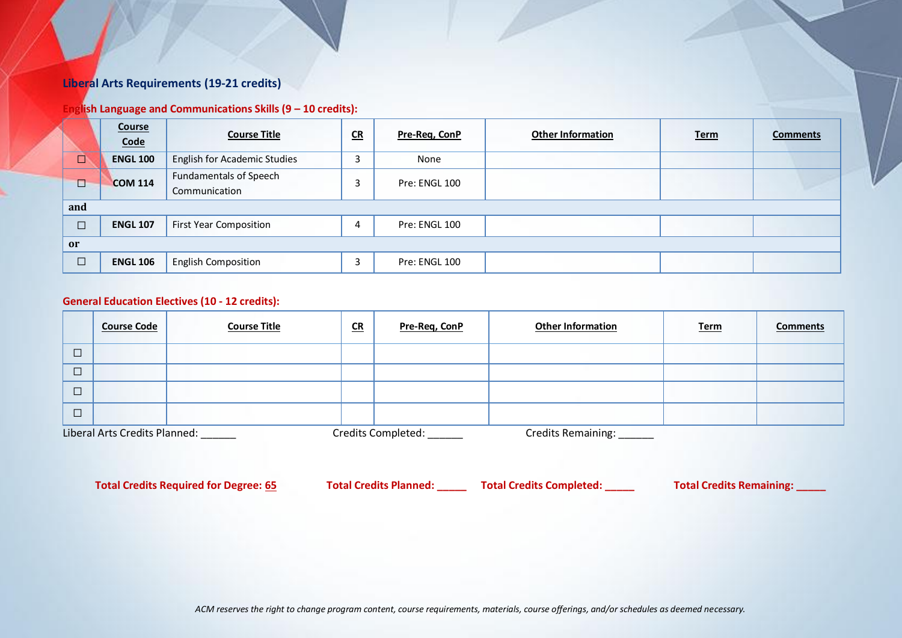## Liberal Arts Requirements (19-21 credits)

### English Language and Communications Skills (9 – 10 credits):

| | Course Code | Course Title | CR | Pre-Req, ConP | Other Information | Term | Comments |
|---|---|---|---|---|---|---|---|
| ☐ | **ENGL 100** | English for Academic Studies | 3 | None | | | |
| ☐ | **COM 114** | Fundamentals of Speech Communication | 3 | Pre: ENGL 100 | | | |
| **and** | | | | | | | |
| ☐ | **ENGL 107** | First Year Composition | 4 | Pre: ENGL 100 | | | |
| **or** | | | | | | | |
| ☐ | **ENGL 106** | English Composition | 3 | Pre: ENGL 100 | | | |

### General Education Electives (10 - 12 credits):

| | Course Code | Course Title | CR | Pre-Req, ConP | Other Information | Term | Comments |
|---|---|---|---|---|---|---|---|
| ☐ | | | | | | | |
| ☐ | | | | | | | |
| ☐ | | | | | | | |
| ☐ | | | | | | | |

Liberal Arts Credits Planned: ______ Credits Completed: ______ Credits Remaining: ______

**Total Credits Required for Degree: 65** **Total Credits Planned: _____** **Total Credits Completed: _____** **Total Credits Remaining: _____**

*ACM reserves the right to change program content, course requirements, materials, course offerings, and/or schedules as deemed necessary.*